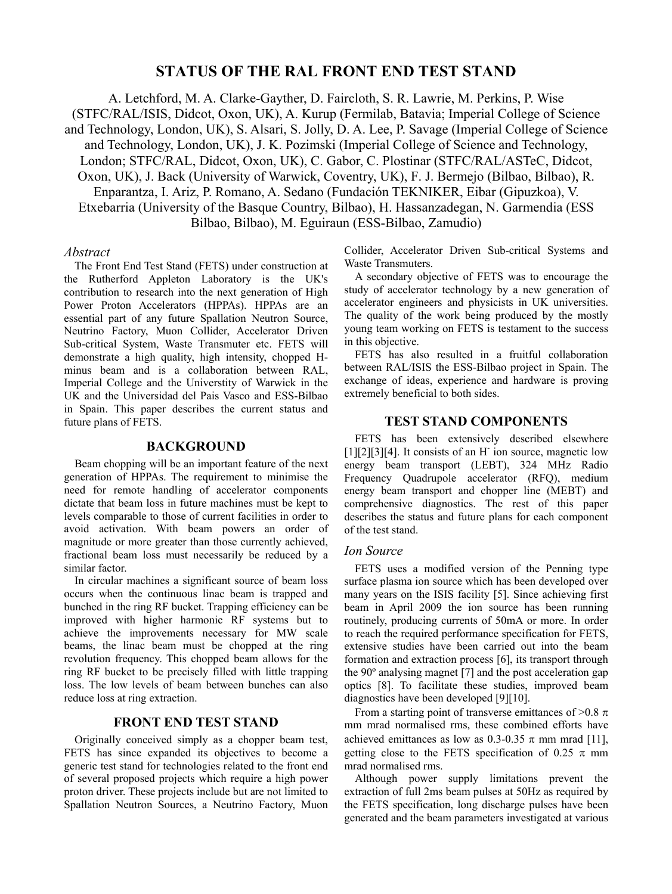# STATUS OF THE RAL FRONT END TEST STAND

A. Letchford, M. A. Clarke-Gayther, D. Faircloth, S. R. Lawrie, M. Perkins, P. Wise (STFC/RAL/ISIS, Didcot, Oxon, UK), A. Kurup (Fermilab, Batavia; Imperial College of Science and Technology, London, UK), S. Alsari, S. Jolly, D. A. Lee, P. Savage (Imperial College of Science and Technology, London, UK), J. K. Pozimski (Imperial College of Science and Technology, London; STFC/RAL, Didcot, Oxon, UK), C. Gabor, C. Plostinar (STFC/RAL/ASTeC, Didcot, Oxon, UK), J. Back (University of Warwick, Coventry, UK), F. J. Bermejo (Bilbao, Bilbao), R. Enparantza, I. Ariz, P. Romano, A. Sedano (Fundación TEKNIKER, Eibar (Gipuzkoa), V. Etxebarria (University of the Basque Country, Bilbao), H. Hassanzadegan, N. Garmendia (ESS Bilbao, Bilbao), M. Eguiraun (ESS-Bilbao, Zamudio)

### *Abstract*

The Front End Test Stand (FETS) under construction at the Rutherford Appleton Laboratory is the UK's contribution to research into the next generation of High Power Proton Accelerators (HPPAs). HPPAs are an essential part of any future Spallation Neutron Source, Neutrino Factory, Muon Collider, Accelerator Driven Sub-critical System, Waste Transmuter etc. FETS will demonstrate a high quality, high intensity, chopped H-minus beam and is a collaboration between RAL, Imperial College and the Universtity of Warwick in the UK and the Universidad del Pais Vasco and ESS-Bilbao in Spain. This paper describes the current status and future plans of FETS.

## BACKGROUND

Beam chopping will be an important feature of the next generation of HPPAs. The requirement to minimise the need for remote handling of accelerator components dictate that beam loss in future machines must be kept to levels comparable to those of current facilities in order to avoid activation. With beam powers an order of magnitude or more greater than those currently achieved, fractional beam loss must necessarily be reduced by a similar factor.

In circular machines a significant source of beam loss occurs when the continuous linac beam is trapped and bunched in the ring RF bucket. Trapping efficiency can be improved with higher harmonic RF systems but to achieve the improvements necessary for MW scale beams, the linac beam must be chopped at the ring revolution frequency. This chopped beam allows for the ring RF bucket to be precisely filled with little trapping loss. The low levels of beam between bunches can also reduce loss at ring extraction.

## FRONT END TEST STAND

Originally conceived simply as a chopper beam test, FETS has since expanded its objectives to become a generic test stand for technologies related to the front end of several proposed projects which require a high power proton driver. These projects include but are not limited to Spallation Neutron Sources, a Neutrino Factory, Muon Collider, Accelerator Driven Sub-critical Systems and Waste Transmuters.

A secondary objective of FETS was to encourage the study of accelerator technology by a new generation of accelerator engineers and physicists in UK universities. The quality of the work being produced by the mostly young team working on FETS is testament to the success in this objective.

FETS has also resulted in a fruitful collaboration between RAL/ISIS the ESS-Bilbao project in Spain. The exchange of ideas, experience and hardware is proving extremely beneficial to both sides.

## TEST STAND COMPONENTS

FETS has been extensively described elsewhere [1][2][3][4]. It consists of an $H^-$ ion source, magnetic low energy beam transport (LEBT), 324 MHz Radio Frequency Quadrupole accelerator (RFQ), medium energy beam transport and chopper line (MEBT) and comprehensive diagnostics. The rest of this paper describes the status and future plans for each component of the test stand.

### *Ion Source*

FETS uses a modified version of the Penning type surface plasma ion source which has been developed over many years on the ISIS facility [5]. Since achieving first beam in April 2009 the ion source has been running routinely, producing currents of 50mA or more. In order to reach the required performance specification for FETS, extensive studies have been carried out into the beam formation and extraction process [6], its transport through the 90º analysing magnet [7] and the post acceleration gap optics [8]. To facilitate these studies, improved beam diagnostics have been developed [9][10].

From a starting point of transverse emittances of $>0.8\ \pi$ mm mrad normalised rms, these combined efforts have achieved emittances as low as $0.3$-$0.35\ \pi$ mm mrad [11], getting close to the FETS specification of $0.25\ \pi$ mm mrad normalised rms.

Although power supply limitations prevent the extraction of full 2ms beam pulses at 50Hz as required by the FETS specification, long discharge pulses have been generated and the beam parameters investigated at various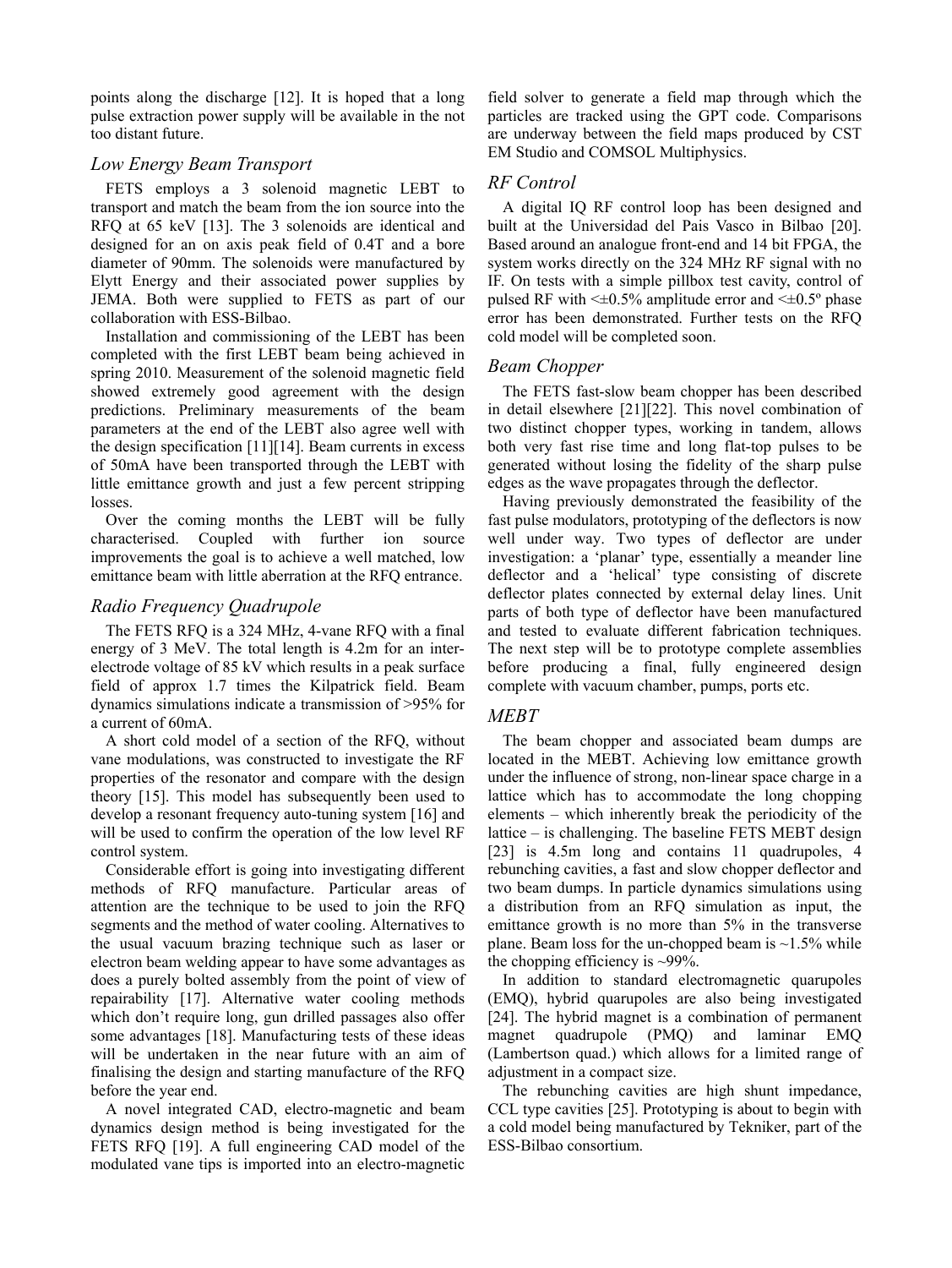points along the discharge [12]. It is hoped that a long pulse extraction power supply will be available in the not too distant future.

### *Low Energy Beam Transport*

FETS employs a 3 solenoid magnetic LEBT to transport and match the beam from the ion source into the RFQ at 65 keV [13]. The 3 solenoids are identical and designed for an on axis peak field of 0.4T and a bore diameter of 90mm. The solenoids were manufactured by Elytt Energy and their associated power supplies by JEMA. Both were supplied to FETS as part of our collaboration with ESS-Bilbao.

Installation and commissioning of the LEBT has been completed with the first LEBT beam being achieved in spring 2010. Measurement of the solenoid magnetic field showed extremely good agreement with the design predictions. Preliminary measurements of the beam parameters at the end of the LEBT also agree well with the design specification [11][14]. Beam currents in excess of 50mA have been transported through the LEBT with little emittance growth and just a few percent stripping losses.

Over the coming months the LEBT will be fully characterised. Coupled with further ion source improvements the goal is to achieve a well matched, low emittance beam with little aberration at the RFQ entrance.

### *Radio Frequency Quadrupole*

The FETS RFQ is a 324 MHz, 4-vane RFQ with a final energy of 3 MeV. The total length is 4.2m for an inter-electrode voltage of 85 kV which results in a peak surface field of approx 1.7 times the Kilpatrick field. Beam dynamics simulations indicate a transmission of >95% for a current of 60mA.

A short cold model of a section of the RFQ, without vane modulations, was constructed to investigate the RF properties of the resonator and compare with the design theory [15]. This model has subsequently been used to develop a resonant frequency auto-tuning system [16] and will be used to confirm the operation of the low level RF control system.

Considerable effort is going into investigating different methods of RFQ manufacture. Particular areas of attention are the technique to be used to join the RFQ segments and the method of water cooling. Alternatives to the usual vacuum brazing technique such as laser or electron beam welding appear to have some advantages as does a purely bolted assembly from the point of view of repairability [17]. Alternative water cooling methods which don't require long, gun drilled passages also offer some advantages [18]. Manufacturing tests of these ideas will be undertaken in the near future with an aim of finalising the design and starting manufacture of the RFQ before the year end.

A novel integrated CAD, electro-magnetic and beam dynamics design method is being investigated for the FETS RFQ [19]. A full engineering CAD model of the modulated vane tips is imported into an electro-magnetic field solver to generate a field map through which the particles are tracked using the GPT code. Comparisons are underway between the field maps produced by CST EM Studio and COMSOL Multiphysics.

### *RF Control*

A digital IQ RF control loop has been designed and built at the Universidad del Pais Vasco in Bilbao [20]. Based around an analogue front-end and 14 bit FPGA, the system works directly on the 324 MHz RF signal with no IF. On tests with a simple pillbox test cavity, control of pulsed RF with <±0.5% amplitude error and <±0.5º phase error has been demonstrated. Further tests on the RFQ cold model will be completed soon.

### *Beam Chopper*

The FETS fast-slow beam chopper has been described in detail elsewhere [21][22]. This novel combination of two distinct chopper types, working in tandem, allows both very fast rise time and long flat-top pulses to be generated without losing the fidelity of the sharp pulse edges as the wave propagates through the deflector.

Having previously demonstrated the feasibility of the fast pulse modulators, prototyping of the deflectors is now well under way. Two types of deflector are under investigation: a 'planar' type, essentially a meander line deflector and a 'helical' type consisting of discrete deflector plates connected by external delay lines. Unit parts of both type of deflector have been manufactured and tested to evaluate different fabrication techniques. The next step will be to prototype complete assemblies before producing a final, fully engineered design complete with vacuum chamber, pumps, ports etc.

### *MEBT*

The beam chopper and associated beam dumps are located in the MEBT. Achieving low emittance growth under the influence of strong, non-linear space charge in a lattice which has to accommodate the long chopping elements – which inherently break the periodicity of the lattice – is challenging. The baseline FETS MEBT design [23] is 4.5m long and contains 11 quadrupoles, 4 rebunching cavities, a fast and slow chopper deflector and two beam dumps. In particle dynamics simulations using a distribution from an RFQ simulation as input, the emittance growth is no more than 5% in the transverse plane. Beam loss for the un-chopped beam is ~1.5% while the chopping efficiency is ~99%.

In addition to standard electromagnetic quarupoles (EMQ), hybrid quarupoles are also being investigated [24]. The hybrid magnet is a combination of permanent magnet quadrupole (PMQ) and laminar EMQ (Lambertson quad.) which allows for a limited range of adjustment in a compact size.

The rebunching cavities are high shunt impedance, CCL type cavities [25]. Prototyping is about to begin with a cold model being manufactured by Tekniker, part of the ESS-Bilbao consortium.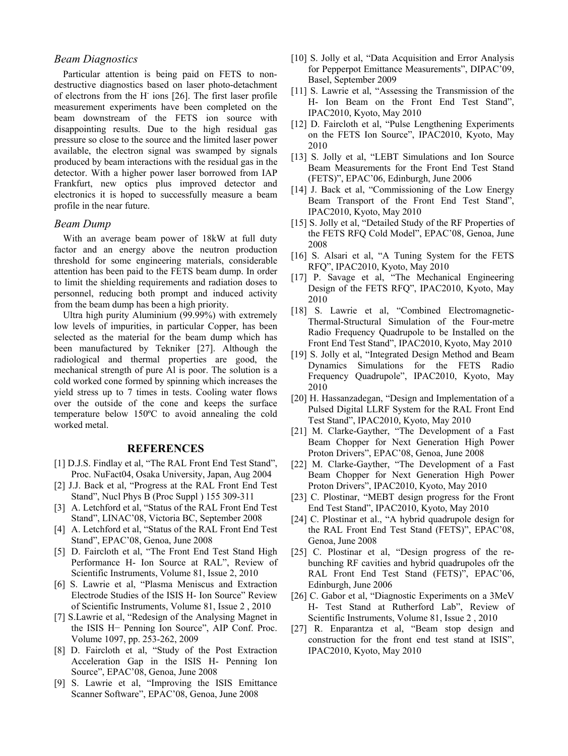### *Beam Diagnostics*

Particular attention is being paid on FETS to non-destructive diagnostics based on laser photo-detachment of electrons from the $H^-$ ions [26]. The first laser profile measurement experiments have been completed on the beam downstream of the FETS ion source with disappointing results. Due to the high residual gas pressure so close to the source and the limited laser power available, the electron signal was swamped by signals produced by beam interactions with the residual gas in the detector. With a higher power laser borrowed from IAP Frankfurt, new optics plus improved detector and electronics it is hoped to successfully measure a beam profile in the near future.

### *Beam Dump*

With an average beam power of 18kW at full duty factor and an energy above the neutron production threshold for some engineering materials, considerable attention has been paid to the FETS beam dump. In order to limit the shielding requirements and radiation doses to personnel, reducing both prompt and induced activity from the beam dump has been a high priority.

Ultra high purity Aluminium (99.99%) with extremely low levels of impurities, in particular Copper, has been selected as the material for the beam dump which has been manufactured by Tekniker [27]. Although the radiological and thermal properties are good, the mechanical strength of pure Al is poor. The solution is a cold worked cone formed by spinning which increases the yield stress up to 7 times in tests. Cooling water flows over the outside of the cone and keeps the surface temperature below 150ºC to avoid annealing the cold worked metal.

## REFERENCES

[1] D.J.S. Findlay et al, "The RAL Front End Test Stand", Proc. NuFact04, Osaka University, Japan, Aug 2004

[2] J.J. Back et al, "Progress at the RAL Front End Test Stand", Nucl Phys B (Proc Suppl ) 155 309-311

[3] A. Letchford et al, "Status of the RAL Front End Test Stand", LINAC'08, Victoria BC, September 2008

[4] A. Letchford et al, "Status of the RAL Front End Test Stand", EPAC'08, Genoa, June 2008

[5] D. Faircloth et al, "The Front End Test Stand High Performance H- Ion Source at RAL", Review of Scientific Instruments, Volume 81, Issue 2, 2010

[6] S. Lawrie et al, "Plasma Meniscus and Extraction Electrode Studies of the ISIS H- Ion Source" Review of Scientific Instruments, Volume 81, Issue 2 , 2010

[7] S.Lawrie et al, "Redesign of the Analysing Magnet in the ISIS H− Penning Ion Source", AIP Conf. Proc. Volume 1097, pp. 253-262, 2009

[8] D. Faircloth et al, "Study of the Post Extraction Acceleration Gap in the ISIS H- Penning Ion Source", EPAC'08, Genoa, June 2008

[9] S. Lawrie et al, "Improving the ISIS Emittance Scanner Software", EPAC'08, Genoa, June 2008

[10] S. Jolly et al, "Data Acquisition and Error Analysis for Pepperpot Emittance Measurements", DIPAC'09, Basel, September 2009

[11] S. Lawrie et al, "Assessing the Transmission of the H- Ion Beam on the Front End Test Stand", IPAC2010, Kyoto, May 2010

[12] D. Faircloth et al, "Pulse Lengthening Experiments on the FETS Ion Source", IPAC2010, Kyoto, May 2010

[13] S. Jolly et al, "LEBT Simulations and Ion Source Beam Measurements for the Front End Test Stand (FETS)", EPAC'06, Edinburgh, June 2006

[14] J. Back et al, "Commissioning of the Low Energy Beam Transport of the Front End Test Stand", IPAC2010, Kyoto, May 2010

[15] S. Jolly et al, "Detailed Study of the RF Properties of the FETS RFQ Cold Model", EPAC'08, Genoa, June 2008

[16] S. Alsari et al, "A Tuning System for the FETS RFQ", IPAC2010, Kyoto, May 2010

[17] P. Savage et al, "The Mechanical Engineering Design of the FETS RFQ", IPAC2010, Kyoto, May 2010

[18] S. Lawrie et al, "Combined Electromagnetic-Thermal-Structural Simulation of the Four-metre Radio Frequency Quadrupole to be Installed on the Front End Test Stand", IPAC2010, Kyoto, May 2010

[19] S. Jolly et al, "Integrated Design Method and Beam Dynamics Simulations for the FETS Radio Frequency Quadrupole", IPAC2010, Kyoto, May 2010

[20] H. Hassanzadegan, "Design and Implementation of a Pulsed Digital LLRF System for the RAL Front End Test Stand", IPAC2010, Kyoto, May 2010

[21] M. Clarke-Gayther, "The Development of a Fast Beam Chopper for Next Generation High Power Proton Drivers", EPAC'08, Genoa, June 2008

[22] M. Clarke-Gayther, "The Development of a Fast Beam Chopper for Next Generation High Power Proton Drivers", IPAC2010, Kyoto, May 2010

[23] C. Plostinar, "MEBT design progress for the Front End Test Stand", IPAC2010, Kyoto, May 2010

[24] C. Plostinar et al., "A hybrid quadrupole design for the RAL Front End Test Stand (FETS)", EPAC'08, Genoa, June 2008

[25] C. Plostinar et al, "Design progress of the re-bunching RF cavities and hybrid quadrupoles ofr the RAL Front End Test Stand (FETS)", EPAC'06, Edinburgh, June 2006

[26] C. Gabor et al, "Diagnostic Experiments on a 3MeV H- Test Stand at Rutherford Lab", Review of Scientific Instruments, Volume 81, Issue 2 , 2010

[27] R. Enparantza et al, "Beam stop design and construction for the front end test stand at ISIS", IPAC2010, Kyoto, May 2010